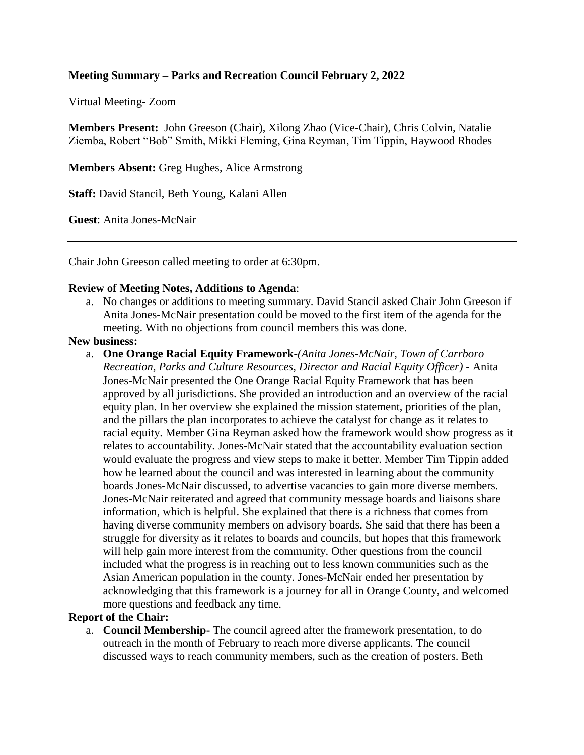**Meeting Summary – Parks and Recreation Council February 2, 2022**

Virtual Meeting- Zoom

**Members Present:** John Greeson (Chair), Xilong Zhao (Vice-Chair), Chris Colvin, Natalie Ziemba, Robert "Bob" Smith, Mikki Fleming, Gina Reyman, Tim Tippin, Haywood Rhodes

**Members Absent:** Greg Hughes, Alice Armstrong

**Staff:** David Stancil, Beth Young, Kalani Allen

**Guest**: Anita Jones-McNair

---

Chair John Greeson called meeting to order at 6:30pm.

**Review of Meeting Notes, Additions to Agenda**:

a. No changes or additions to meeting summary. David Stancil asked Chair John Greeson if Anita Jones-McNair presentation could be moved to the first item of the agenda for the meeting. With no objections from council members this was done.

**New business:**

a. **One Orange Racial Equity Framework**-*(Anita Jones-McNair, Town of Carrboro Recreation, Parks and Culture Resources, Director and Racial Equity Officer)* - Anita Jones-McNair presented the One Orange Racial Equity Framework that has been approved by all jurisdictions. She provided an introduction and an overview of the racial equity plan. In her overview she explained the mission statement, priorities of the plan, and the pillars the plan incorporates to achieve the catalyst for change as it relates to racial equity. Member Gina Reyman asked how the framework would show progress as it relates to accountability. Jones-McNair stated that the accountability evaluation section would evaluate the progress and view steps to make it better. Member Tim Tippin added how he learned about the council and was interested in learning about the community boards Jones-McNair discussed, to advertise vacancies to gain more diverse members. Jones-McNair reiterated and agreed that community message boards and liaisons share information, which is helpful. She explained that there is a richness that comes from having diverse community members on advisory boards. She said that there has been a struggle for diversity as it relates to boards and councils, but hopes that this framework will help gain more interest from the community. Other questions from the council included what the progress is in reaching out to less known communities such as the Asian American population in the county. Jones-McNair ended her presentation by acknowledging that this framework is a journey for all in Orange County, and welcomed more questions and feedback any time.

**Report of the Chair:**

a. **Council Membership**- The council agreed after the framework presentation, to do outreach in the month of February to reach more diverse applicants. The council discussed ways to reach community members, such as the creation of posters. Beth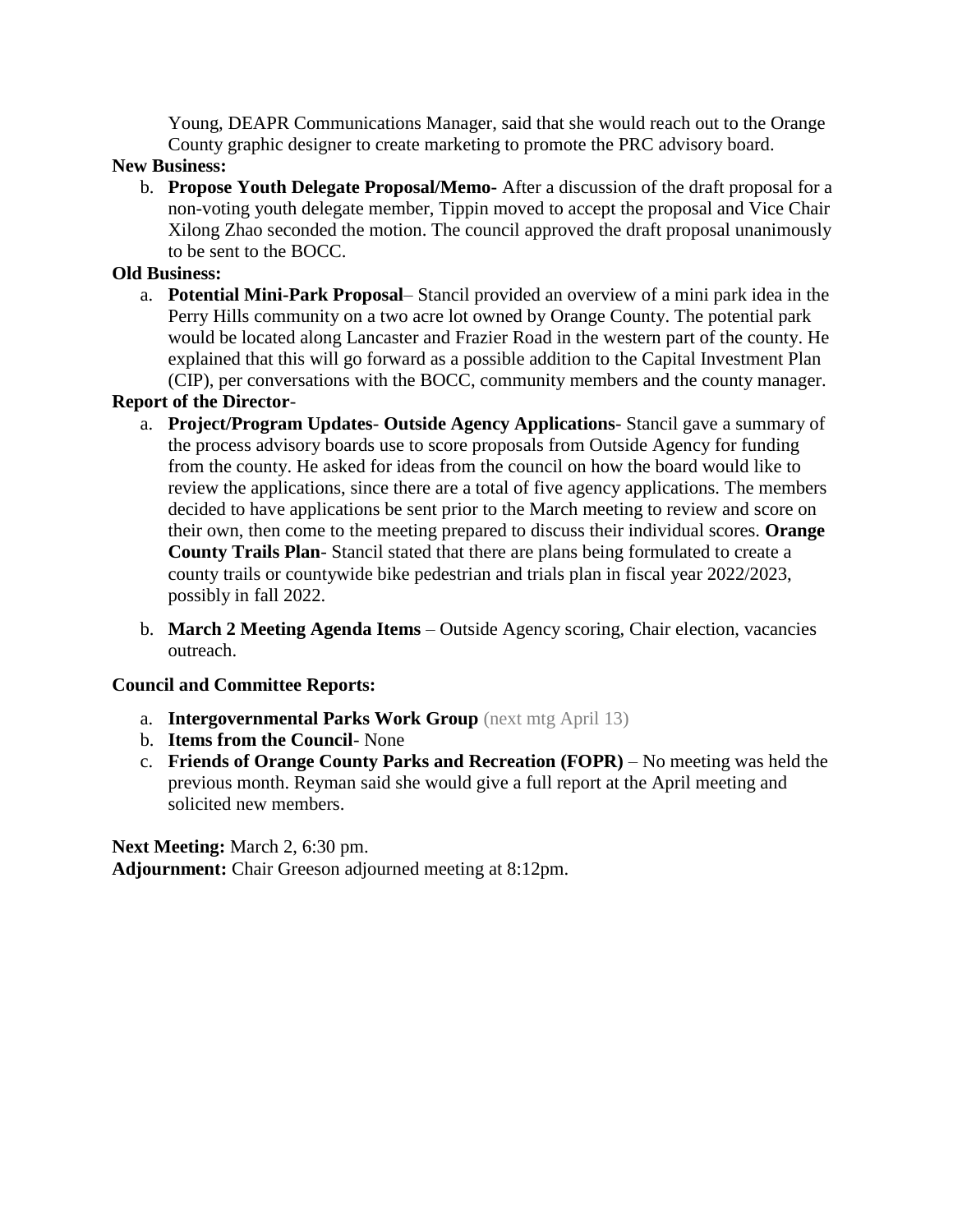Young, DEAPR Communications Manager, said that she would reach out to the Orange County graphic designer to create marketing to promote the PRC advisory board.

**New Business:**

b. **Propose Youth Delegate Proposal/Memo-** After a discussion of the draft proposal for a non-voting youth delegate member, Tippin moved to accept the proposal and Vice Chair Xilong Zhao seconded the motion. The council approved the draft proposal unanimously to be sent to the BOCC.

**Old Business:**

a. **Potential Mini-Park Proposal**– Stancil provided an overview of a mini park idea in the Perry Hills community on a two acre lot owned by Orange County. The potential park would be located along Lancaster and Frazier Road in the western part of the county. He explained that this will go forward as a possible addition to the Capital Investment Plan (CIP), per conversations with the BOCC, community members and the county manager.

**Report of the Director**-

a. **Project/Program Updates**- **Outside Agency Applications**- Stancil gave a summary of the process advisory boards use to score proposals from Outside Agency for funding from the county. He asked for ideas from the council on how the board would like to review the applications, since there are a total of five agency applications. The members decided to have applications be sent prior to the March meeting to review and score on their own, then come to the meeting prepared to discuss their individual scores. **Orange County Trails Plan**- Stancil stated that there are plans being formulated to create a county trails or countywide bike pedestrian and trials plan in fiscal year 2022/2023, possibly in fall 2022.

b. **March 2 Meeting Agenda Items** – Outside Agency scoring, Chair election, vacancies outreach.

**Council and Committee Reports:**

a. **Intergovernmental Parks Work Group** (next mtg April 13)
b. **Items from the Council**- None
c. **Friends of Orange County Parks and Recreation (FOPR)** – No meeting was held the previous month. Reyman said she would give a full report at the April meeting and solicited new members.

**Next Meeting:** March 2, 6:30 pm.
**Adjournment:** Chair Greeson adjourned meeting at 8:12pm.